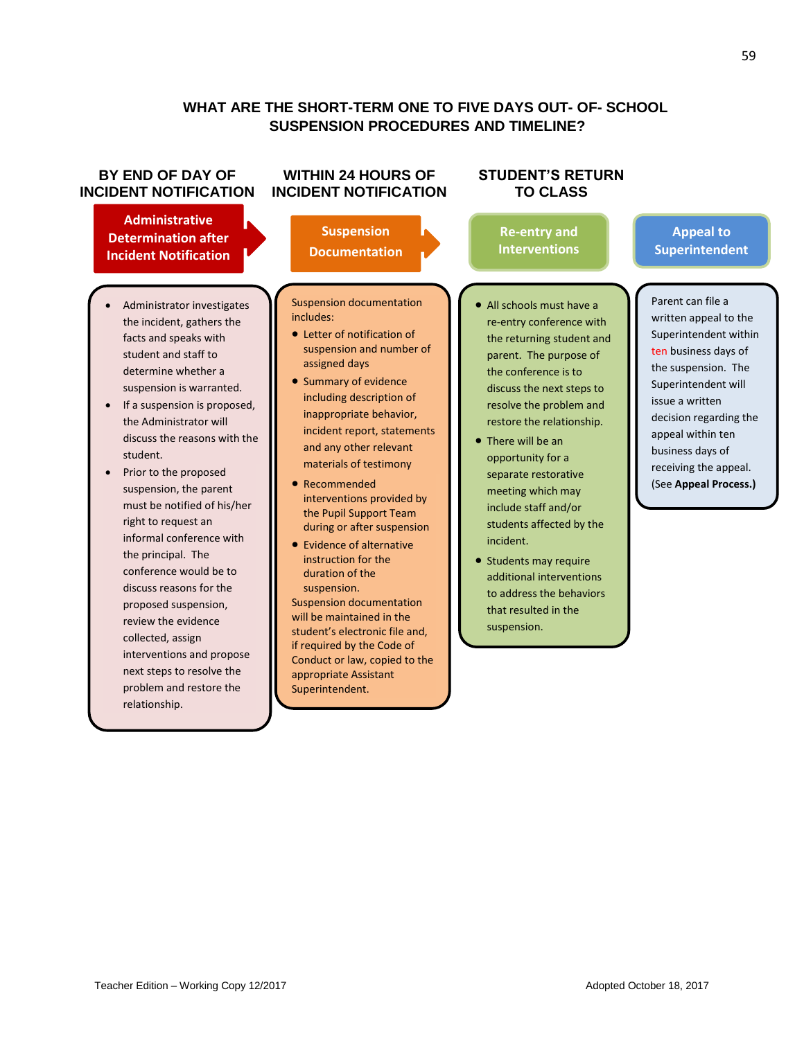## WHAT ARE THE SHORT-TERM ONE TO FIVE DAYS OUT- OF- SCHOOL SUSPENSION PROCEDURES AND TIMELINE?

### BY END OF DAY OF INCIDENT NOTIFICATION

**Administrative Determination after Incident Notification**

- Administrator investigates the incident, gathers the facts and speaks with student and staff to determine whether a suspension is warranted.
- If a suspension is proposed, the Administrator will discuss the reasons with the student.
- Prior to the proposed suspension, the parent must be notified of his/her right to request an informal conference with the principal. The conference would be to discuss reasons for the proposed suspension, review the evidence collected, assign interventions and propose next steps to resolve the problem and restore the relationship.

### WITHIN 24 HOURS OF INCIDENT NOTIFICATION

**Suspension Documentation**

Suspension documentation includes:

- Letter of notification of suspension and number of assigned days
- Summary of evidence including description of inappropriate behavior, incident report, statements and any other relevant materials of testimony
- Recommended interventions provided by the Pupil Support Team during or after suspension
- Evidence of alternative instruction for the duration of the suspension.

Suspension documentation will be maintained in the student's electronic file and, if required by the Code of Conduct or law, copied to the appropriate Assistant Superintendent.

### STUDENT'S RETURN TO CLASS

**Re-entry and Interventions**

- All schools must have a re-entry conference with the returning student and parent. The purpose of the conference is to discuss the next steps to resolve the problem and restore the relationship.
- There will be an opportunity for a separate restorative meeting which may include staff and/or students affected by the incident.
- Students may require additional interventions to address the behaviors that resulted in the suspension.

**Appeal to Superintendent**

Parent can file a written appeal to the Superintendent within ten business days of the suspension. The Superintendent will issue a written decision regarding the appeal within ten business days of receiving the appeal. (See **Appeal Process.)**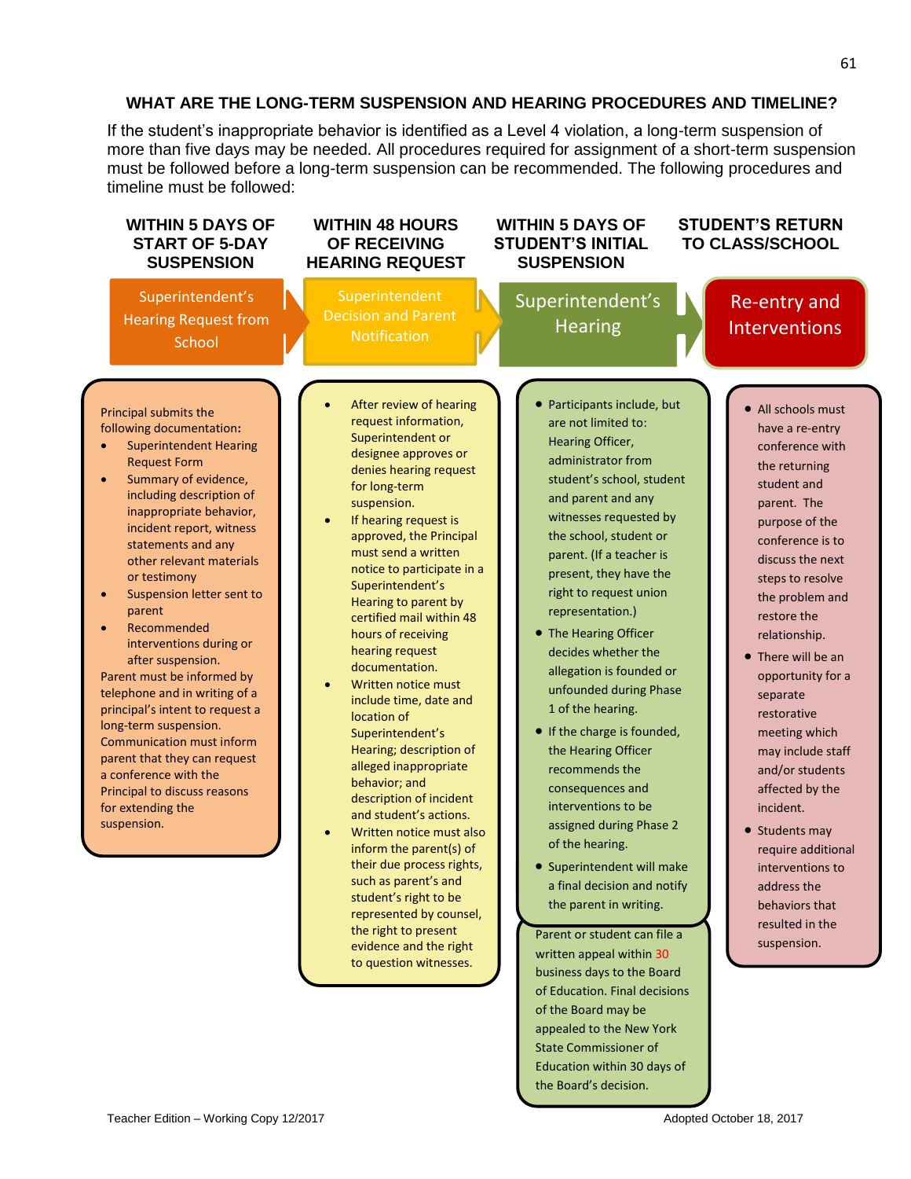## WHAT ARE THE LONG-TERM SUSPENSION AND HEARING PROCEDURES AND TIMELINE?

If the student's inappropriate behavior is identified as a Level 4 violation, a long-term suspension of more than five days may be needed. All procedures required for assignment of a short-term suspension must be followed before a long-term suspension can be recommended. The following procedures and timeline must be followed:

### WITHIN 5 DAYS OF START OF 5-DAY SUSPENSION

**Superintendent's Hearing Request from School**

Principal submits the following documentation:

- Superintendent Hearing Request Form
- Summary of evidence, including description of inappropriate behavior, incident report, witness statements and any other relevant materials or testimony
- Suspension letter sent to parent
- Recommended interventions during or after suspension.

Parent must be informed by telephone and in writing of a principal's intent to request a long-term suspension. Communication must inform parent that they can request a conference with the Principal to discuss reasons for extending the suspension.

### WITHIN 48 HOURS OF RECEIVING HEARING REQUEST

**Superintendent Decision and Parent Notification**

- After review of hearing request information, Superintendent or designee approves or denies hearing request for long-term suspension.
- If hearing request is approved, the Principal must send a written notice to participate in a Superintendent's Hearing to parent by certified mail within 48 hours of receiving hearing request documentation.
- Written notice must include time, date and location of Superintendent's Hearing; description of alleged inappropriate behavior; and description of incident and student's actions.
- Written notice must also inform the parent(s) of their due process rights, such as parent's and student's right to be represented by counsel, the right to present evidence and the right to question witnesses.

### WITHIN 5 DAYS OF STUDENT'S INITIAL SUSPENSION

**Superintendent's Hearing**

- Participants include, but are not limited to: Hearing Officer, administrator from student's school, student and parent and any witnesses requested by the school, student or parent. (If a teacher is present, they have the right to request union representation.)
- The Hearing Officer decides whether the allegation is founded or unfounded during Phase 1 of the hearing.
- If the charge is founded, the Hearing Officer recommends the consequences and interventions to be assigned during Phase 2 of the hearing.
- Superintendent will make a final decision and notify the parent in writing.

Parent or student can file a written appeal within 30 business days to the Board of Education. Final decisions of the Board may be appealed to the New York State Commissioner of Education within 30 days of the Board's decision.

### STUDENT'S RETURN TO CLASS/SCHOOL

**Re-entry and Interventions**

- All schools must have a re-entry conference with the returning student and parent. The purpose of the conference is to discuss the next steps to resolve the problem and restore the relationship.
- There will be an opportunity for a separate restorative meeting which may include staff and/or students affected by the incident.
- Students may require additional interventions to address the behaviors that resulted in the suspension.